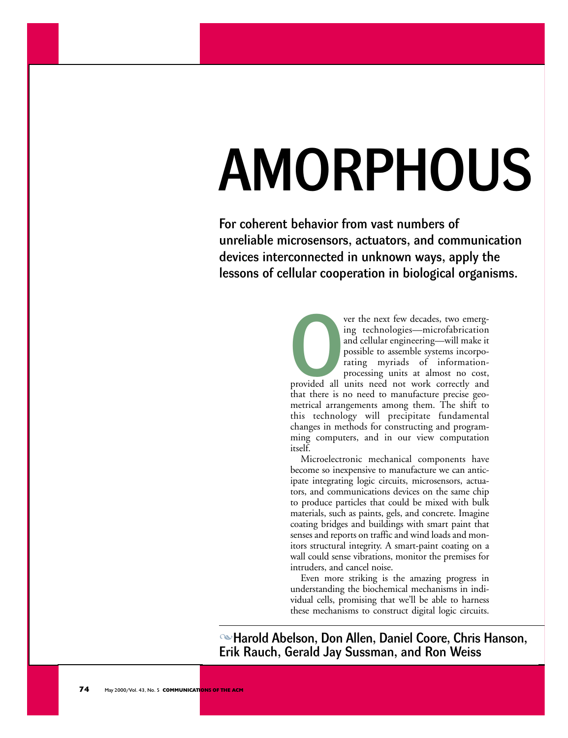# AMORPHOUS

**For coherent behavior from vast numbers of unreliable microsensors, actuators, and communication devices interconnected in unknown ways, apply the lessons of cellular cooperation in biological organisms.**

Harold Abelson, Don Allen, Daniel Coore, Chris Hanson, Erik Rauch, Gerald Jay Sussman, and Ron Weiss

Over the next few decades, two emerging technologies—microfabrication and cellular engineering—will make it possible to assemble systems incorporating myriads of information-processing units at almost no cost, provided all units need not work correctly and that there is no need to manufacture precise geometrical arrangements among them. The shift to this technology will precipitate fundamental changes in methods for constructing and programming computers, and in our view computation itself.

Microelectronic mechanical components have become so inexpensive to manufacture we can anticipate integrating logic circuits, microsensors, actuators, and communications devices on the same chip to produce particles that could be mixed with bulk materials, such as paints, gels, and concrete. Imagine coating bridges and buildings with smart paint that senses and reports on traffic and wind loads and monitors structural integrity. A smart-paint coating on a wall could sense vibrations, monitor the premises for intruders, and cancel noise.

Even more striking is the amazing progress in understanding the biochemical mechanisms in individual cells, promising that we'll be able to harness these mechanisms to construct digital logic circuits.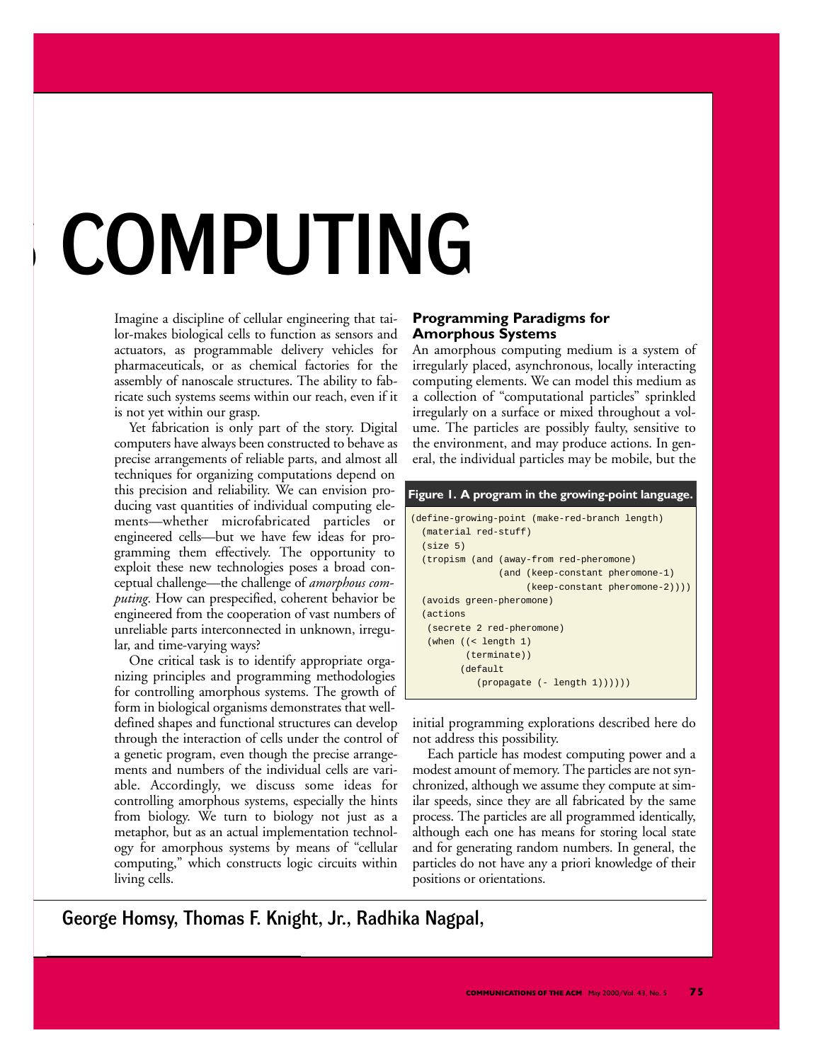# COMPUTING

Imagine a discipline of cellular engineering that tailor-makes biological cells to function as sensors and actuators, as programmable delivery vehicles for pharmaceuticals, or as chemical factories for the assembly of nanoscale structures. The ability to fabricate such systems seems within our reach, even if it is not yet within our grasp.

Yet fabrication is only part of the story. Digital computers have always been constructed to behave as precise arrangements of reliable parts, and almost all techniques for organizing computations depend on this precision and reliability. We can envision producing vast quantities of individual computing elements—whether microfabricated particles or engineered cells—but we have few ideas for programming them effectively. The opportunity to exploit these new technologies poses a broad conceptual challenge—the challenge of *amorphous computing*. How can prespecified, coherent behavior be engineered from the cooperation of vast numbers of unreliable parts interconnected in unknown, irregular, and time-varying ways?

One critical task is to identify appropriate organizing principles and programming methodologies for controlling amorphous systems. The growth of form in biological organisms demonstrates that well-defined shapes and functional structures can develop through the interaction of cells under the control of a genetic program, even though the precise arrangements and numbers of the individual cells are variable. Accordingly, we discuss some ideas for controlling amorphous systems, especially the hints from biology. We turn to biology not just as a metaphor, but as an actual implementation technology for amorphous systems by means of "cellular computing," which constructs logic circuits within living cells.

## Programming Paradigms for Amorphous Systems

An amorphous computing medium is a system of irregularly placed, asynchronous, locally interacting computing elements. We can model this medium as a collection of "computational particles" sprinkled irregularly on a surface or mixed throughout a volume. The particles are possibly faulty, sensitive to the environment, and may produce actions. In general, the individual particles may be mobile, but the initial programming explorations described here do not address this possibility.

**Figure 1. A program in the growing-point language.**

```
(define-growing-point (make-red-branch length)
  (material red-stuff)
  (size 5)
  (tropism (and (away-from red-pheromone)
              (and (keep-constant pheromone-1)
                   (keep-constant pheromone-2))))
  (avoids green-pheromone)
  (actions
   (secrete 2 red-pheromone)
   (when ((< length 1)
          (terminate))
         (default
            (propagate (- length 1))))))
```

Each particle has modest computing power and a modest amount of memory. The particles are not synchronized, although we assume they compute at similar speeds, since they are all fabricated by the same process. The particles are all programmed identically, although each one has means for storing local state and for generating random numbers. In general, the particles do not have any a priori knowledge of their positions or orientations.

George Homsy, Thomas F. Knight, Jr., Radhika Nagpal,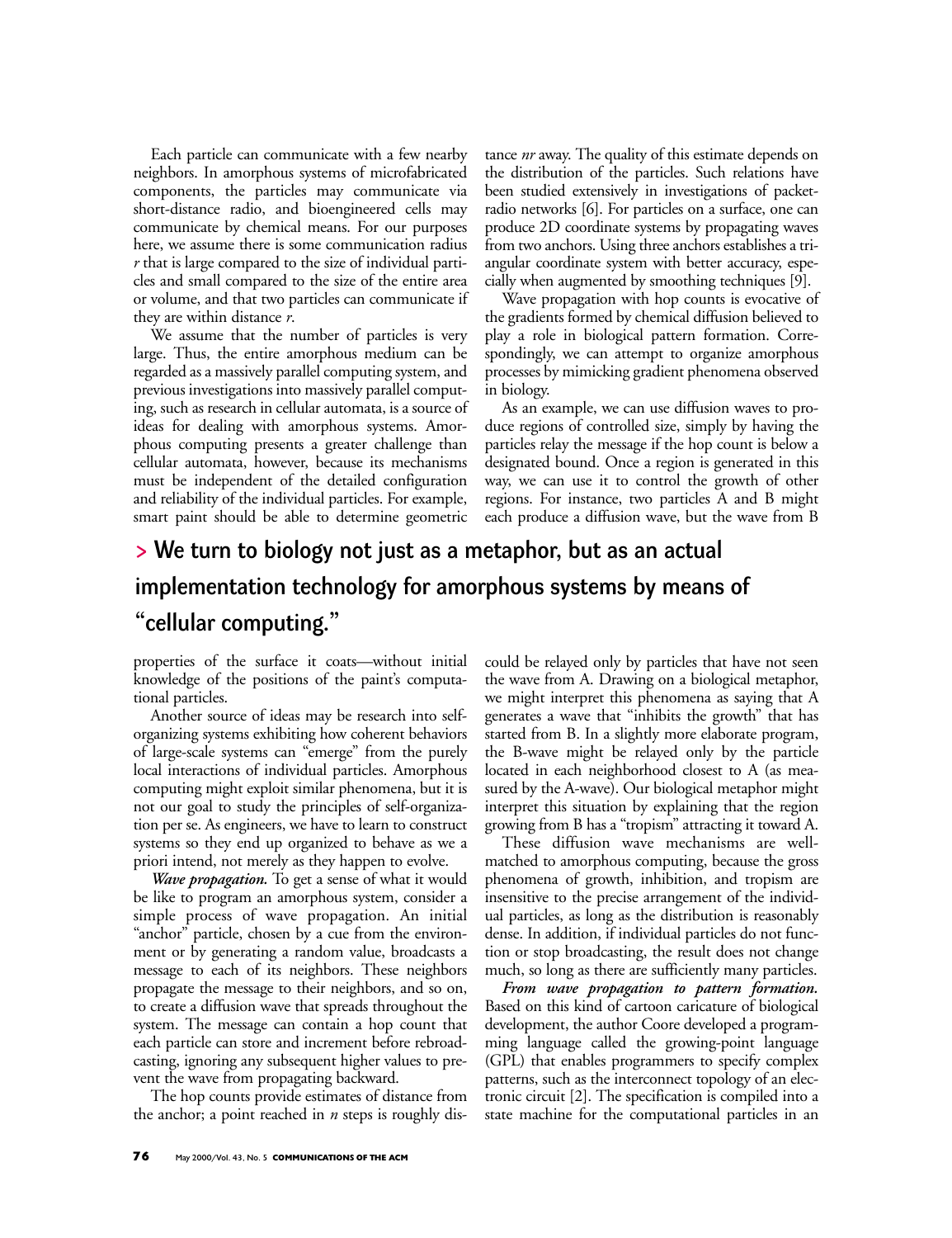Each particle can communicate with a few nearby neighbors. In amorphous systems of microfabricated components, the particles may communicate via short-distance radio, and bioengineered cells may communicate by chemical means. For our purposes here, we assume there is some communication radius $r$ that is large compared to the size of individual particles and small compared to the size of the entire area or volume, and that two particles can communicate if they are within distance $r$.

We assume that the number of particles is very large. Thus, the entire amorphous medium can be regarded as a massively parallel computing system, and previous investigations into massively parallel computing, such as research in cellular automata, is a source of ideas for dealing with amorphous systems. Amorphous computing presents a greater challenge than cellular automata, however, because its mechanisms must be independent of the detailed configuration and reliability of the individual particles. For example, smart paint should be able to determine geometric properties of the surface it coats—without initial knowledge of the positions of the paint's computational particles.

Another source of ideas may be research into self-organizing systems exhibiting how coherent behaviors of large-scale systems can "emerge" from the purely local interactions of individual particles. Amorphous computing might exploit similar phenomena, but it is not our goal to study the principles of self-organization per se. As engineers, we have to learn to construct systems so they end up organized to behave as we a priori intend, not merely as they happen to evolve.

***Wave propagation.*** To get a sense of what it would be like to program an amorphous system, consider a simple process of wave propagation. An initial "anchor" particle, chosen by a cue from the environment or by generating a random value, broadcasts a message to each of its neighbors. These neighbors propagate the message to their neighbors, and so on, to create a diffusion wave that spreads throughout the system. The message can contain a hop count that each particle can store and increment before rebroadcasting, ignoring any subsequent higher values to prevent the wave from propagating backward.

The hop counts provide estimates of distance from the anchor; a point reached in $n$ steps is roughly distance $nr$ away. The quality of this estimate depends on the distribution of the particles. Such relations have been studied extensively in investigations of packet-radio networks [6]. For particles on a surface, one can produce 2D coordinate systems by propagating waves from two anchors. Using three anchors establishes a triangular coordinate system with better accuracy, especially when augmented by smoothing techniques [9].

Wave propagation with hop counts is evocative of the gradients formed by chemical diffusion believed to play a role in biological pattern formation. Correspondingly, we can attempt to organize amorphous processes by mimicking gradient phenomena observed in biology.

As an example, we can use diffusion waves to produce regions of controlled size, simply by having the particles relay the message if the hop count is below a designated bound. Once a region is generated in this way, we can use it to control the growth of other regions. For instance, two particles A and B might each produce a diffusion wave, but the wave from B could be relayed only by particles that have not seen the wave from A. Drawing on a biological metaphor, we might interpret this phenomena as saying that A generates a wave that "inhibits the growth" that has started from B. In a slightly more elaborate program, the B-wave might be relayed only by the particle located in each neighborhood closest to A (as measured by the A-wave). Our biological metaphor might interpret this situation by explaining that the region growing from B has a "tropism" attracting it toward A.

These diffusion wave mechanisms are well-matched to amorphous computing, because the gross phenomena of growth, inhibition, and tropism are insensitive to the precise arrangement of the individual particles, as long as the distribution is reasonably dense. In addition, if individual particles do not function or stop broadcasting, the result does not change much, so long as there are sufficiently many particles.

***From wave propagation to pattern formation.*** Based on this kind of cartoon caricature of biological development, the author Coore developed a programming language called the growing-point language (GPL) that enables programmers to specify complex patterns, such as the interconnect topology of an electronic circuit [2]. The specification is compiled into a state machine for the computational particles in an

> **We turn to biology not just as a metaphor, but as an actual implementation technology for amorphous systems by means of "cellular computing."**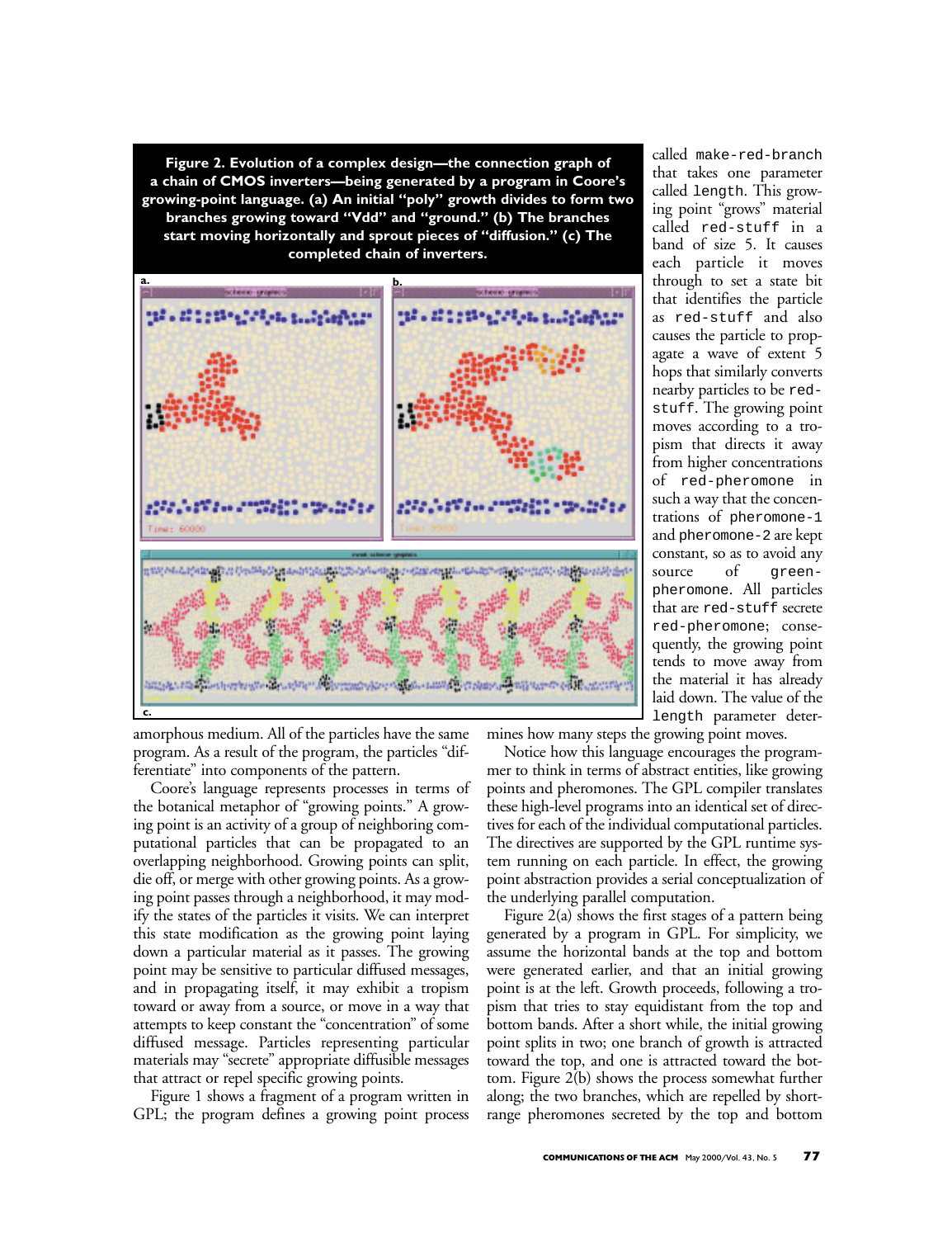**Figure 2. Evolution of a complex design—the connection graph of a chain of CMOS inverters—being generated by a program in Coore's growing-point language. (a) An initial "poly" growth divides to form two branches growing toward "Vdd" and "ground." (b) The branches start moving horizontally and sprout pieces of "diffusion." (c) The completed chain of inverters.**

amorphous medium. All of the particles have the same program. As a result of the program, the particles "differentiate" into components of the pattern.

Coore's language represents processes in terms of the botanical metaphor of "growing points." A growing point is an activity of a group of neighboring computational particles that can be propagated to an overlapping neighborhood. Growing points can split, die off, or merge with other growing points. As a growing point passes through a neighborhood, it may modify the states of the particles it visits. We can interpret this state modification as the growing point laying down a particular material as it passes. The growing point may be sensitive to particular diffused messages, and in propagating itself, it may exhibit a tropism toward or away from a source, or move in a way that attempts to keep constant the "concentration" of some diffused message. Particles representing particular materials may "secrete" appropriate diffusible messages that attract or repel specific growing points.

Figure 1 shows a fragment of a program written in GPL; the program defines a growing point process called `make-red-branch` that takes one parameter called `length`. This growing point "grows" material called `red-stuff` in a band of size 5. It causes each particle it moves through to set a state bit that identifies the particle as `red-stuff` and also causes the particle to propagate a wave of extent 5 hops that similarly converts nearby particles to be `red-stuff`. The growing point moves according to a tropism that directs it away from higher concentrations of `red-pheromone` in such a way that the concentrations of `pheromone-1` and `pheromone-2` are kept constant, so as to avoid any source of `green-pheromone`. All particles that are `red-stuff` secrete `red-pheromone`; consequently, the growing point tends to move away from the material it has already laid down. The value of the `length` parameter determines how many steps the growing point moves.

Notice how this language encourages the programmer to think in terms of abstract entities, like growing points and pheromones. The GPL compiler translates these high-level programs into an identical set of directives for each of the individual computational particles. The directives are supported by the GPL runtime system running on each particle. In effect, the growing point abstraction provides a serial conceptualization of the underlying parallel computation.

Figure 2(a) shows the first stages of a pattern being generated by a program in GPL. For simplicity, we assume the horizontal bands at the top and bottom were generated earlier, and that an initial growing point is at the left. Growth proceeds, following a tropism that tries to stay equidistant from the top and bottom bands. After a short while, the initial growing point splits in two; one branch of growth is attracted toward the top, and one is attracted toward the bottom. Figure 2(b) shows the process somewhat further along; the two branches, which are repelled by short-range pheromones secreted by the top and bottom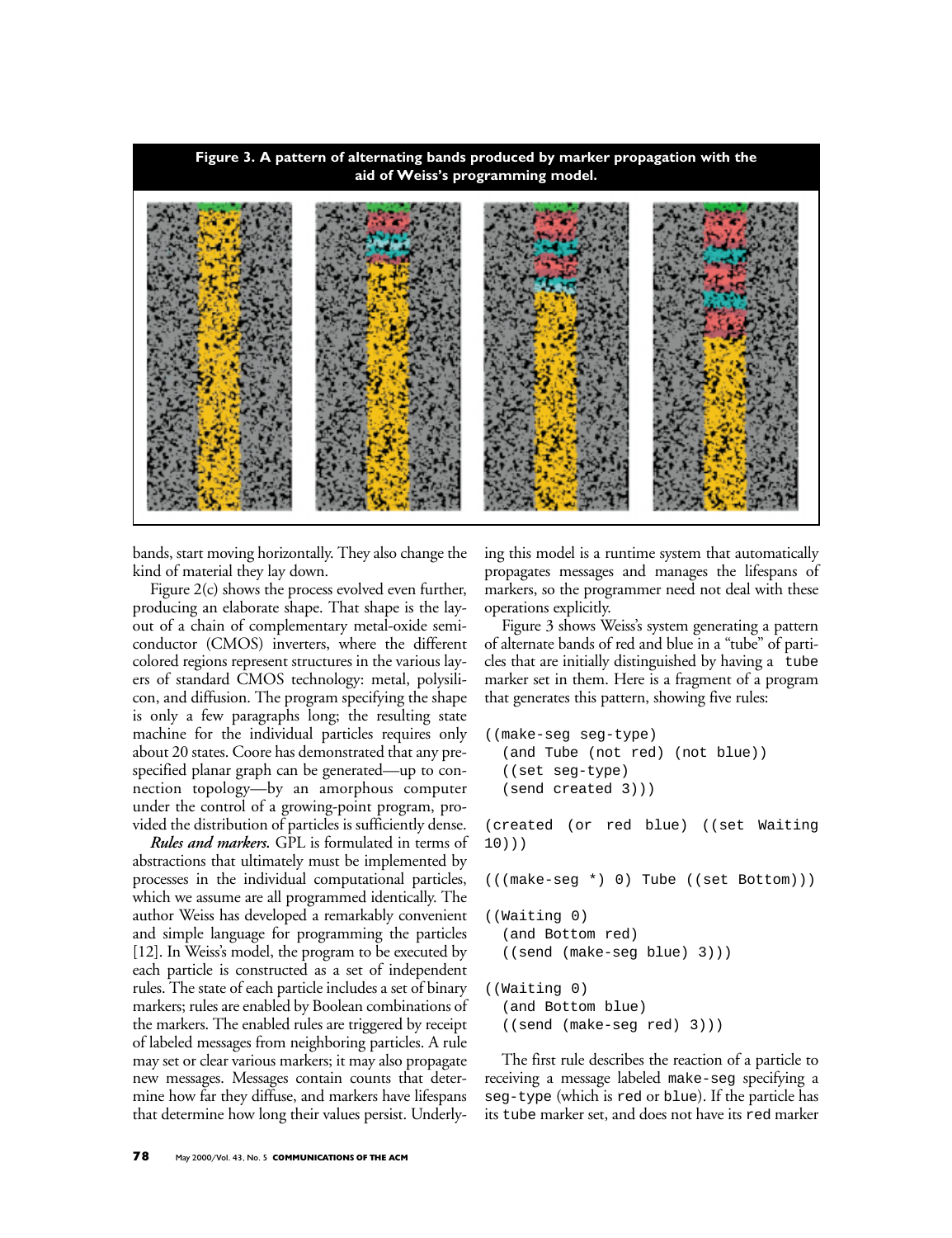**Figure 3. A pattern of alternating bands produced by marker propagation with the aid of Weiss's programming model.**

bands, start moving horizontally. They also change the kind of material they lay down.

Figure 2(c) shows the process evolved even further, producing an elaborate shape. That shape is the layout of a chain of complementary metal-oxide semiconductor (CMOS) inverters, where the different colored regions represent structures in the various layers of standard CMOS technology: metal, polysilicon, and diffusion. The program specifying the shape is only a few paragraphs long; the resulting state machine for the individual particles requires only about 20 states. Coore has demonstrated that any prespecified planar graph can be generated—up to connection topology—by an amorphous computer under the control of a growing-point program, provided the distribution of particles is sufficiently dense.

***Rules and markers.*** GPL is formulated in terms of abstractions that ultimately must be implemented by processes in the individual computational particles, which we assume are all programmed identically. The author Weiss has developed a remarkably convenient and simple language for programming the particles [12]. In Weiss's model, the program to be executed by each particle is constructed as a set of independent rules. The state of each particle includes a set of binary markers; rules are enabled by Boolean combinations of the markers. The enabled rules are triggered by receipt of labeled messages from neighboring particles. A rule may set or clear various markers; it may also propagate new messages. Messages contain counts that determine how far they diffuse, and markers have lifespans that determine how long their values persist. Underlying this model is a runtime system that automatically propagates messages and manages the lifespans of markers, so the programmer need not deal with these operations explicitly.

Figure 3 shows Weiss's system generating a pattern of alternate bands of red and blue in a "tube" of particles that are initially distinguished by having a `tube` marker set in them. Here is a fragment of a program that generates this pattern, showing five rules:

```
((make-seg seg-type)
  (and Tube (not red) (not blue))
  ((set seg-type)
  (send created 3)))

(created (or red blue) ((set Waiting
10)))

(((make-seg *) 0) Tube ((set Bottom)))

((Waiting 0)
  (and Bottom red)
  ((send (make-seg blue) 3)))

((Waiting 0)
  (and Bottom blue)
  ((send (make-seg red) 3)))
```

The first rule describes the reaction of a particle to receiving a message labeled `make-seg` specifying a `seg-type` (which is `red` or `blue`). If the particle has its `tube` marker set, and does not have its `red` marker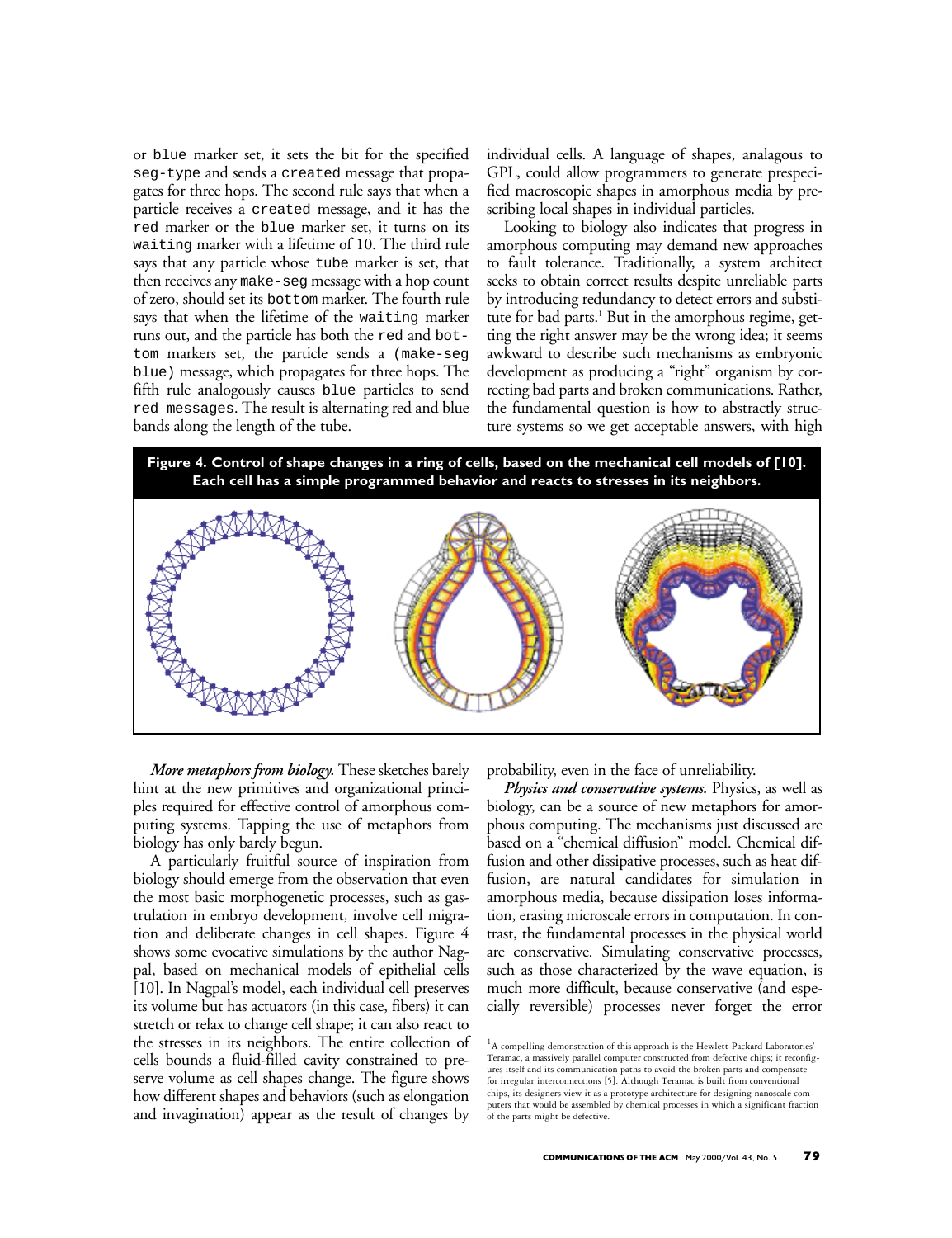or blue marker set, it sets the bit for the specified seg-type and sends a created message that propagates for three hops. The second rule says that when a particle receives a created message, and it has the red marker or the blue marker set, it turns on its waiting marker with a lifetime of 10. The third rule says that any particle whose tube marker is set, that then receives any make-seg message with a hop count of zero, should set its bottom marker. The fourth rule says that when the lifetime of the waiting marker runs out, and the particle has both the red and bottom markers set, the particle sends a (make-seg blue) message, which propagates for three hops. The fifth rule analogously causes blue particles to send red messages. The result is alternating red and blue bands along the length of the tube.

*More metaphors from biology.* These sketches barely hint at the new primitives and organizational principles required for effective control of amorphous computing systems. Tapping the use of metaphors from biology has only barely begun.

A particularly fruitful source of inspiration from biology should emerge from the observation that even the most basic morphogenetic processes, such as gastrulation in embryo development, involve cell migration and deliberate changes in cell shapes. Figure 4 shows some evocative simulations by the author Nagpal, based on mechanical models of epithelial cells [10]. In Nagpal's model, each individual cell preserves its volume but has actuators (in this case, fibers) it can stretch or relax to change cell shape; it can also react to the stresses in its neighbors. The entire collection of cells bounds a fluid-filled cavity constrained to preserve volume as cell shapes change. The figure shows how different shapes and behaviors (such as elongation and invagination) appear as the result of changes by individual cells. A language of shapes, analagous to GPL, could allow programmers to generate prespecified macroscopic shapes in amorphous media by prescribing local shapes in individual particles.

Looking to biology also indicates that progress in amorphous computing may demand new approaches to fault tolerance. Traditionally, a system architect seeks to obtain correct results despite unreliable parts by introducing redundancy to detect errors and substitute for bad parts.[1] But in the amorphous regime, getting the right answer may be the wrong idea; it seems awkward to describe such mechanisms as embryonic development as producing a "right" organism by correcting bad parts and broken communications. Rather, the fundamental question is how to abstractly structure systems so we get acceptable answers, with high probability, even in the face of unreliability.

**Figure 4. Control of shape changes in a ring of cells, based on the mechanical cell models of [10]. Each cell has a simple programmed behavior and reacts to stresses in its neighbors.**

*Physics and conservative systems.* Physics, as well as biology, can be a source of new metaphors for amorphous computing. The mechanisms just discussed are based on a "chemical diffusion" model. Chemical diffusion and other dissipative processes, such as heat diffusion, are natural candidates for simulation in amorphous media, because dissipation loses information, erasing microscale errors in computation. In contrast, the fundamental processes in the physical world are conservative. Simulating conservative processes, such as those characterized by the wave equation, is much more difficult, because conservative (and especially reversible) processes never forget the error

[1] A compelling demonstration of this approach is the Hewlett-Packard Laboratories' Teramac, a massively parallel computer constructed from defective chips; it reconfigures itself and its communication paths to avoid the broken parts and compensate for irregular interconnections [5]. Although Teramac is built from conventional chips, its designers view it as a prototype architecture for designing nanoscale computers that would be assembled by chemical processes in which a significant fraction of the parts might be defective.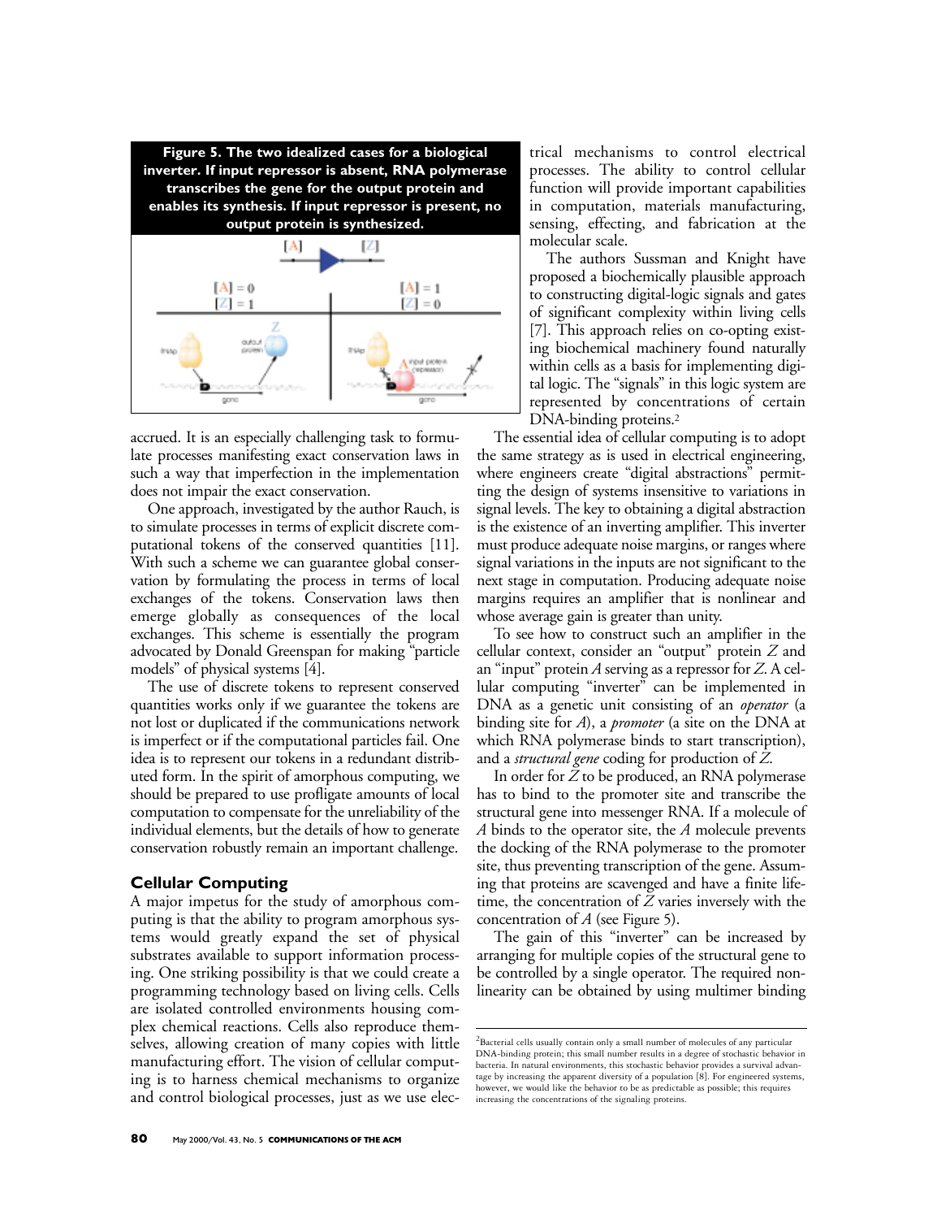**Figure 5. The two idealized cases for a biological inverter. If input repressor is absent, RNA polymerase transcribes the gene for the output protein and enables its synthesis. If input repressor is present, no output protein is synthesized.**

accrued. It is an especially challenging task to formulate processes manifesting exact conservation laws in such a way that imperfection in the implementation does not impair the exact conservation.

One approach, investigated by the author Rauch, is to simulate processes in terms of explicit discrete computational tokens of the conserved quantities [11]. With such a scheme we can guarantee global conservation by formulating the process in terms of local exchanges of the tokens. Conservation laws then emerge globally as consequences of the local exchanges. This scheme is essentially the program advocated by Donald Greenspan for making "particle models" of physical systems [4].

The use of discrete tokens to represent conserved quantities works only if we guarantee the tokens are not lost or duplicated if the communications network is imperfect or if the computational particles fail. One idea is to represent our tokens in a redundant distributed form. In the spirit of amorphous computing, we should be prepared to use profligate amounts of local computation to compensate for the unreliability of the individual elements, but the details of how to generate conservation robustly remain an important challenge.

## Cellular Computing

A major impetus for the study of amorphous computing is that the ability to program amorphous systems would greatly expand the set of physical substrates available to support information processing. One striking possibility is that we could create a programming technology based on living cells. Cells are isolated controlled environments housing complex chemical reactions. Cells also reproduce themselves, allowing creation of many copies with little manufacturing effort. The vision of cellular computing is to harness chemical mechanisms to organize and control biological processes, just as we use electrical mechanisms to control electrical processes. The ability to control cellular function will provide important capabilities in computation, materials manufacturing, sensing, effecting, and fabrication at the molecular scale.

The authors Sussman and Knight have proposed a biochemically plausible approach to constructing digital-logic signals and gates of significant complexity within living cells [7]. This approach relies on co-opting existing biochemical machinery found naturally within cells as a basis for implementing digital logic. The "signals" in this logic system are represented by concentrations of certain DNA-binding proteins.[2]

The essential idea of cellular computing is to adopt the same strategy as is used in electrical engineering, where engineers create "digital abstractions" permitting the design of systems insensitive to variations in signal levels. The key to obtaining a digital abstraction is the existence of an inverting amplifier. This inverter must produce adequate noise margins, or ranges where signal variations in the inputs are not significant to the next stage in computation. Producing adequate noise margins requires an amplifier that is nonlinear and whose average gain is greater than unity.

To see how to construct such an amplifier in the cellular context, consider an "output" protein $Z$ and an "input" protein $A$ serving as a repressor for $Z$. A cellular computing "inverter" can be implemented in DNA as a genetic unit consisting of an *operator* (a binding site for $A$), a *promoter* (a site on the DNA at which RNA polymerase binds to start transcription), and a *structural gene* coding for production of $Z$.

In order for $Z$ to be produced, an RNA polymerase has to bind to the promoter site and transcribe the structural gene into messenger RNA. If a molecule of $A$ binds to the operator site, the $A$ molecule prevents the docking of the RNA polymerase to the promoter site, thus preventing transcription of the gene. Assuming that proteins are scavenged and have a finite lifetime, the concentration of $Z$ varies inversely with the concentration of $A$ (see Figure 5).

The gain of this "inverter" can be increased by arranging for multiple copies of the structural gene to be controlled by a single operator. The required nonlinearity can be obtained by using multimer binding

[2] Bacterial cells usually contain only a small number of molecules of any particular DNA-binding protein; this small number results in a degree of stochastic behavior in bacteria. In natural environments, this stochastic behavior provides a survival advantage by increasing the apparent diversity of a population [8]. For engineered systems, however, we would like the behavior to be as predictable as possible; this requires increasing the concentrations of the signaling proteins.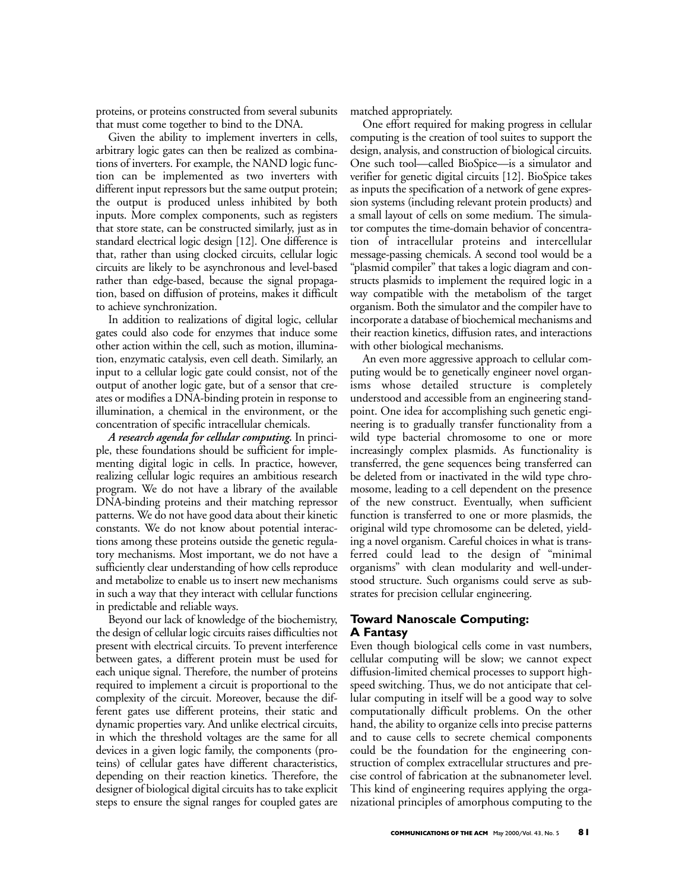proteins, or proteins constructed from several subunits that must come together to bind to the DNA.

Given the ability to implement inverters in cells, arbitrary logic gates can then be realized as combinations of inverters. For example, the NAND logic function can be implemented as two inverters with different input repressors but the same output protein; the output is produced unless inhibited by both inputs. More complex components, such as registers that store state, can be constructed similarly, just as in standard electrical logic design [12]. One difference is that, rather than using clocked circuits, cellular logic circuits are likely to be asynchronous and level-based rather than edge-based, because the signal propagation, based on diffusion of proteins, makes it difficult to achieve synchronization.

In addition to realizations of digital logic, cellular gates could also code for enzymes that induce some other action within the cell, such as motion, illumination, enzymatic catalysis, even cell death. Similarly, an input to a cellular logic gate could consist, not of the output of another logic gate, but of a sensor that creates or modifies a DNA-binding protein in response to illumination, a chemical in the environment, or the concentration of specific intracellular chemicals.

***A research agenda for cellular computing.*** In principle, these foundations should be sufficient for implementing digital logic in cells. In practice, however, realizing cellular logic requires an ambitious research program. We do not have a library of the available DNA-binding proteins and their matching repressor patterns. We do not have good data about their kinetic constants. We do not know about potential interactions among these proteins outside the genetic regulatory mechanisms. Most important, we do not have a sufficiently clear understanding of how cells reproduce and metabolize to enable us to insert new mechanisms in such a way that they interact with cellular functions in predictable and reliable ways.

Beyond our lack of knowledge of the biochemistry, the design of cellular logic circuits raises difficulties not present with electrical circuits. To prevent interference between gates, a different protein must be used for each unique signal. Therefore, the number of proteins required to implement a circuit is proportional to the complexity of the circuit. Moreover, because the different gates use different proteins, their static and dynamic properties vary. And unlike electrical circuits, in which the threshold voltages are the same for all devices in a given logic family, the components (proteins) of cellular gates have different characteristics, depending on their reaction kinetics. Therefore, the designer of biological digital circuits has to take explicit steps to ensure the signal ranges for coupled gates are matched appropriately.

One effort required for making progress in cellular computing is the creation of tool suites to support the design, analysis, and construction of biological circuits. One such tool—called BioSpice—is a simulator and verifier for genetic digital circuits [12]. BioSpice takes as inputs the specification of a network of gene expression systems (including relevant protein products) and a small layout of cells on some medium. The simulator computes the time-domain behavior of concentration of intracellular proteins and intercellular message-passing chemicals. A second tool would be a "plasmid compiler" that takes a logic diagram and constructs plasmids to implement the required logic in a way compatible with the metabolism of the target organism. Both the simulator and the compiler have to incorporate a database of biochemical mechanisms and their reaction kinetics, diffusion rates, and interactions with other biological mechanisms.

An even more aggressive approach to cellular computing would be to genetically engineer novel organisms whose detailed structure is completely understood and accessible from an engineering standpoint. One idea for accomplishing such genetic engineering is to gradually transfer functionality from a wild type bacterial chromosome to one or more increasingly complex plasmids. As functionality is transferred, the gene sequences being transferred can be deleted from or inactivated in the wild type chromosome, leading to a cell dependent on the presence of the new construct. Eventually, when sufficient function is transferred to one or more plasmids, the original wild type chromosome can be deleted, yielding a novel organism. Careful choices in what is transferred could lead to the design of "minimal organisms" with clean modularity and well-understood structure. Such organisms could serve as substrates for precision cellular engineering.

## Toward Nanoscale Computing: A Fantasy

Even though biological cells come in vast numbers, cellular computing will be slow; we cannot expect diffusion-limited chemical processes to support high-speed switching. Thus, we do not anticipate that cellular computing in itself will be a good way to solve computationally difficult problems. On the other hand, the ability to organize cells into precise patterns and to cause cells to secrete chemical components could be the foundation for the engineering construction of complex extracellular structures and precise control of fabrication at the subnanometer level. This kind of engineering requires applying the organizational principles of amorphous computing to the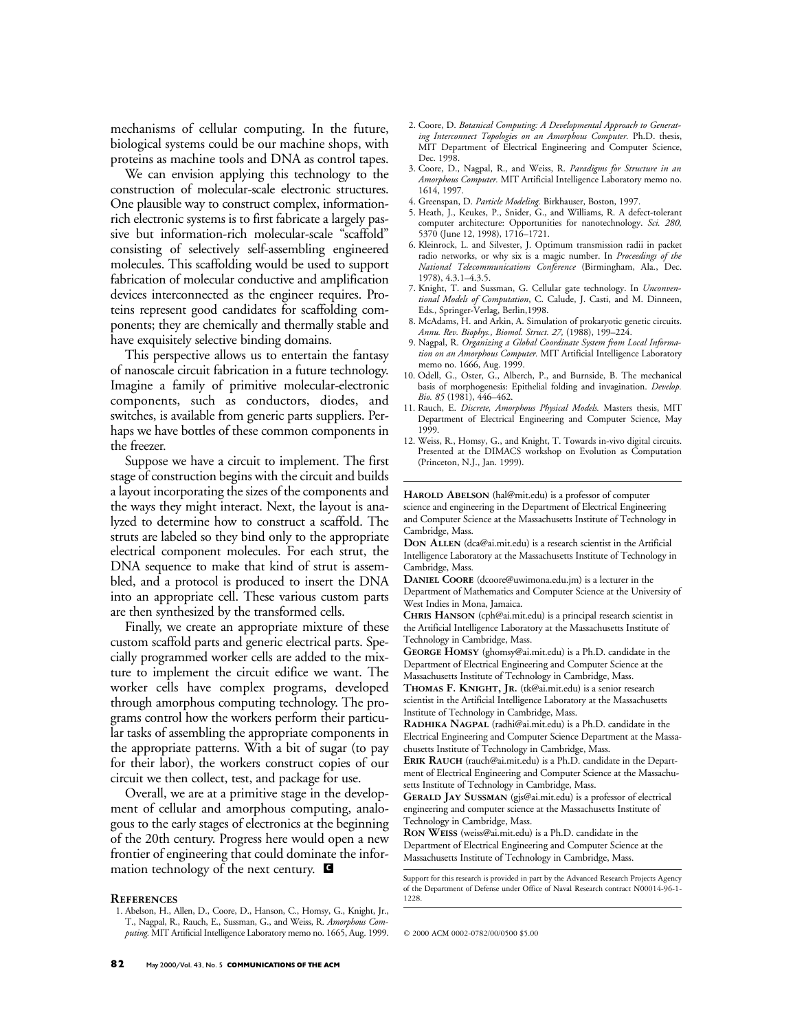mechanisms of cellular computing. In the future, biological systems could be our machine shops, with proteins as machine tools and DNA as control tapes.

We can envision applying this technology to the construction of molecular-scale electronic structures. One plausible way to construct complex, information-rich electronic systems is to first fabricate a largely passive but information-rich molecular-scale "scaffold" consisting of selectively self-assembling engineered molecules. This scaffolding would be used to support fabrication of molecular conductive and amplification devices interconnected as the engineer requires. Proteins represent good candidates for scaffolding components; they are chemically and thermally stable and have exquisitely selective binding domains.

This perspective allows us to entertain the fantasy of nanoscale circuit fabrication in a future technology. Imagine a family of primitive molecular-electronic components, such as conductors, diodes, and switches, is available from generic parts suppliers. Perhaps we have bottles of these common components in the freezer.

Suppose we have a circuit to implement. The first stage of construction begins with the circuit and builds a layout incorporating the sizes of the components and the ways they might interact. Next, the layout is analyzed to determine how to construct a scaffold. The struts are labeled so they bind only to the appropriate electrical component molecules. For each strut, the DNA sequence to make that kind of strut is assembled, and a protocol is produced to insert the DNA into an appropriate cell. These various custom parts are then synthesized by the transformed cells.

Finally, we create an appropriate mixture of these custom scaffold parts and generic electrical parts. Specially programmed worker cells are added to the mixture to implement the circuit edifice we want. The worker cells have complex programs, developed through amorphous computing technology. The programs control how the workers perform their particular tasks of assembling the appropriate components in the appropriate patterns. With a bit of sugar (to pay for their labor), the workers construct copies of our circuit we then collect, test, and package for use.

Overall, we are at a primitive stage in the development of cellular and amorphous computing, analogous to the early stages of electronics at the beginning of the 20th century. Progress here would open a new frontier of engineering that could dominate the information technology of the next century.

## References

1. Abelson, H., Allen, D., Coore, D., Hanson, C., Homsy, G., Knight, Jr., T., Nagpal, R., Rauch, E., Sussman, G., and Weiss, R. *Amorphous Computing.* MIT Artificial Intelligence Laboratory memo no. 1665, Aug. 1999.
2. Coore, D. *Botanical Computing: A Developmental Approach to Generating Interconnect Topologies on an Amorphous Computer.* Ph.D. thesis, MIT Department of Electrical Engineering and Computer Science, Dec. 1998.
3. Coore, D., Nagpal, R., and Weiss, R. *Paradigms for Structure in an Amorphous Computer.* MIT Artificial Intelligence Laboratory memo no. 1614, 1997.
4. Greenspan, D. *Particle Modeling.* Birkhauser, Boston, 1997.
5. Heath, J., Keukes, P., Snider, G., and Williams, R. A defect-tolerant computer architecture: Opportunities for nanotechnology. *Sci. 280,* 5370 (June 12, 1998), 1716–1721.
6. Kleinrock, L. and Silvester, J. Optimum transmission radii in packet radio networks, or why six is a magic number. In *Proceedings of the National Telecommunications Conference* (Birmingham, Ala., Dec. 1978), 4.3.1–4.3.5.
7. Knight, T. and Sussman, G. Cellular gate technology. In *Unconventional Models of Computation*, C. Calude, J. Casti, and M. Dinneen, Eds., Springer-Verlag, Berlin,1998.
8. McAdams, H. and Arkin, A. Simulation of prokaryotic genetic circuits. *Annu. Rev. Biophys., Biomol. Struct. 27,* (1988), 199–224.
9. Nagpal, R. *Organizing a Global Coordinate System from Local Information on an Amorphous Computer.* MIT Artificial Intelligence Laboratory memo no. 1666, Aug. 1999.
10. Odell, G., Oster, G., Alberch, P., and Burnside, B. The mechanical basis of morphogenesis: Epithelial folding and invagination. *Develop. Bio. 85* (1981), 446–462.
11. Rauch, E. *Discrete, Amorphous Physical Models.* Masters thesis, MIT Department of Electrical Engineering and Computer Science, May 1999.
12. Weiss, R., Homsy, G., and Knight, T. Towards in-vivo digital circuits. Presented at the DIMACS workshop on Evolution as Computation (Princeton, N.J., Jan. 1999).

---

**Harold Abelson** (hal@mit.edu) is a professor of computer science and engineering in the Department of Electrical Engineering and Computer Science at the Massachusetts Institute of Technology in Cambridge, Mass.

**Don Allen** (dca@ai.mit.edu) is a research scientist in the Artificial Intelligence Laboratory at the Massachusetts Institute of Technology in Cambridge, Mass.

**Daniel Coore** (dcoore@uwimona.edu.jm) is a lecturer in the Department of Mathematics and Computer Science at the University of West Indies in Mona, Jamaica.

**Chris Hanson** (cph@ai.mit.edu) is a principal research scientist in the Artificial Intelligence Laboratory at the Massachusetts Institute of Technology in Cambridge, Mass.

**George Homsy** (ghomsy@ai.mit.edu) is a Ph.D. candidate in the Department of Electrical Engineering and Computer Science at the Massachusetts Institute of Technology in Cambridge, Mass.

**Thomas F. Knight, Jr.** (tk@ai.mit.edu) is a senior research scientist in the Artificial Intelligence Laboratory at the Massachusetts Institute of Technology in Cambridge, Mass.

**Radhika Nagpal** (radhi@ai.mit.edu) is a Ph.D. candidate in the Electrical Engineering and Computer Science Department at the Massachusetts Institute of Technology in Cambridge, Mass.

**Erik Rauch** (rauch@ai.mit.edu) is a Ph.D. candidate in the Department of Electrical Engineering and Computer Science at the Massachusetts Institute of Technology in Cambridge, Mass.

**Gerald Jay Sussman** (gjs@ai.mit.edu) is a professor of electrical engineering and computer science at the Massachusetts Institute of Technology in Cambridge, Mass.

**Ron Weiss** (weiss@ai.mit.edu) is a Ph.D. candidate in the Department of Electrical Engineering and Computer Science at the Massachusetts Institute of Technology in Cambridge, Mass.

---

Support for this research is provided in part by the Advanced Research Projects Agency of the Department of Defense under Office of Naval Research contract N00014-96-1-1228.

© 2000 ACM 0002-0782/00/0500 $5.00